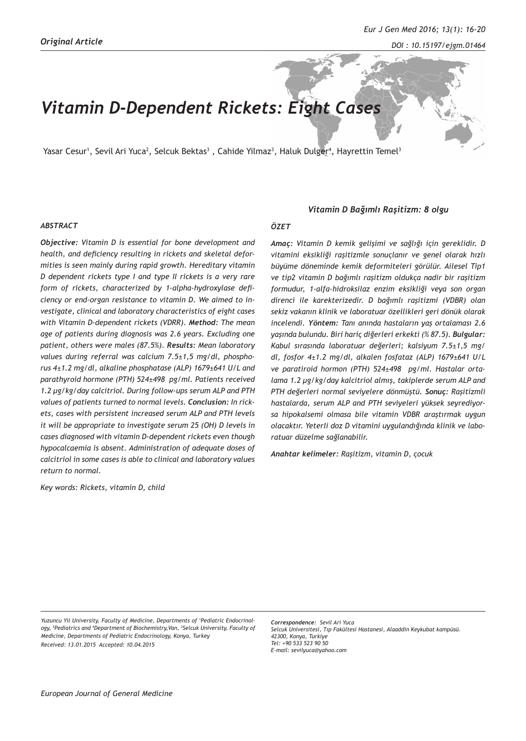*Original Article*

# Vitamin D-Dependent Rickets: Eight Cases

Yasar Cesur[1], Sevil Ari Yuca[2], Selcuk Bektas[3], Cahide Yilmaz[3], Haluk Dulger[4], Hayrettin Temel[3]

### *ABSTRACT*

***Objective:*** *Vitamin D is essential for bone development and health, and deficiency resulting in rickets and skeletal deformities is seen mainly during rapid growth. Hereditary vitamin D dependent rickets type I and type II rickets is a very rare form of rickets, characterized by 1-alpha-hydroxylase deficiency or end-organ resistance to vitamin D. We aimed to investigate, clinical and laboratory characteristics of eight cases with Vitamin D-dependent rickets (VDRR).* ***Method:*** *The mean age of patients during diagnosis was 2.6 years. Excluding one patient, others were males (87.5%).* ***Results:*** *Mean laboratory values during referral was calcium 7.5±1,5 mg/dl, phosphorus 4±1.2 mg/dl, alkaline phosphatase (ALP) 1679±641 U/L and parathyroid hormone (PTH) 524±498 pg/ml. Patients received 1.2 µg/kg/day calcitriol. During follow-ups serum ALP and PTH values of patients turned to normal levels.* ***Conclusion:*** *In rickets, cases with persistent increased serum ALP and PTH levels it will be appropriate to investigate serum 25 (OH) D levels in cases diagnosed with vitamin D-dependent rickets even though hypocalcaemia is absent. Administration of adequate doses of calcitriol in some cases is able to clinical and laboratory values return to normal.*

*Key words: Rickets, vitamin D, child*

### *Vitamin D Bağımlı Raşitizm: 8 olgu*

### *ÖZET*

***Amaç:*** *Vitamin D kemik gelişimi ve sağlığı için gereklidir. D vitamini eksikliği raşitizmle sonuçlanır ve genel olarak hızlı büyüme döneminde kemik deformiteleri görülür. Ailesel Tip1 ve tip2 vitamin D bağımlı raşitizm oldukça nadir bir raşitizm formudur, 1-alfa-hidroksilaz enzim eksikliği veya son organ direnci ile karekterizedir. D bağımlı raşitizmi (VDBR) olan sekiz vakanın klinik ve laboratuar özellikleri geri dönük olarak incelendi.* ***Yöntem:*** *Tanı anında hastaların yaş ortalaması 2.6 yaşında bulundu. Biri hariç diğerleri erkekti (% 87.5).* ***Bulgular:*** *Kabul sırasında laboratuar değerleri; kalsiyum 7.5±1,5 mg/dl, fosfor 4±1.2 mg/dl, alkalen fosfataz (ALP) 1679±641 U/L ve paratiroid hormon (PTH) 524±498 pg/ml. Hastalar ortalama 1.2 µg/kg/day kalcitriol almış, takiplerde serum ALP and PTH değerleri normal seviyelere dönmüştü.* ***Sonuç:*** *Raşitizmli hastalarda, serum ALP and PTH seviyeleri yüksek seyrediyorsa hipokalsemi olmasa bile vitamin VDBR araştırmak uygun olacaktır. Yeterli doz D vitamini uygulandığında klinik ve laboratuar düzelme sağlanabilir.*

***Anahtar kelimeler:*** *Raşitizm, vitamin D, çocuk*

---

*Yuzuncu Yil University, Faculty of Medicine, Departments of [1]Pediatric Endocrinology, [3]Pediatrics and [4]Department of Biochemistry,Van, [2]Selcuk University, Faculty of Medicine, Departments of Pediatric Endocrinology, Konya, Turkey*
*Received: 13.01.2015 Accepted: 10.04.2015*

***Correspondence:*** *Sevil Ari Yuca*
*Selcuk Universitesi, Tıp Fakültesi Hastanesi, Alaaddin Keykubat kampüsü. 42300, Konya, Turkiye*
*Tel: +90 533 523 90 50*
*E-mail: sevilyuca@yahoo.com*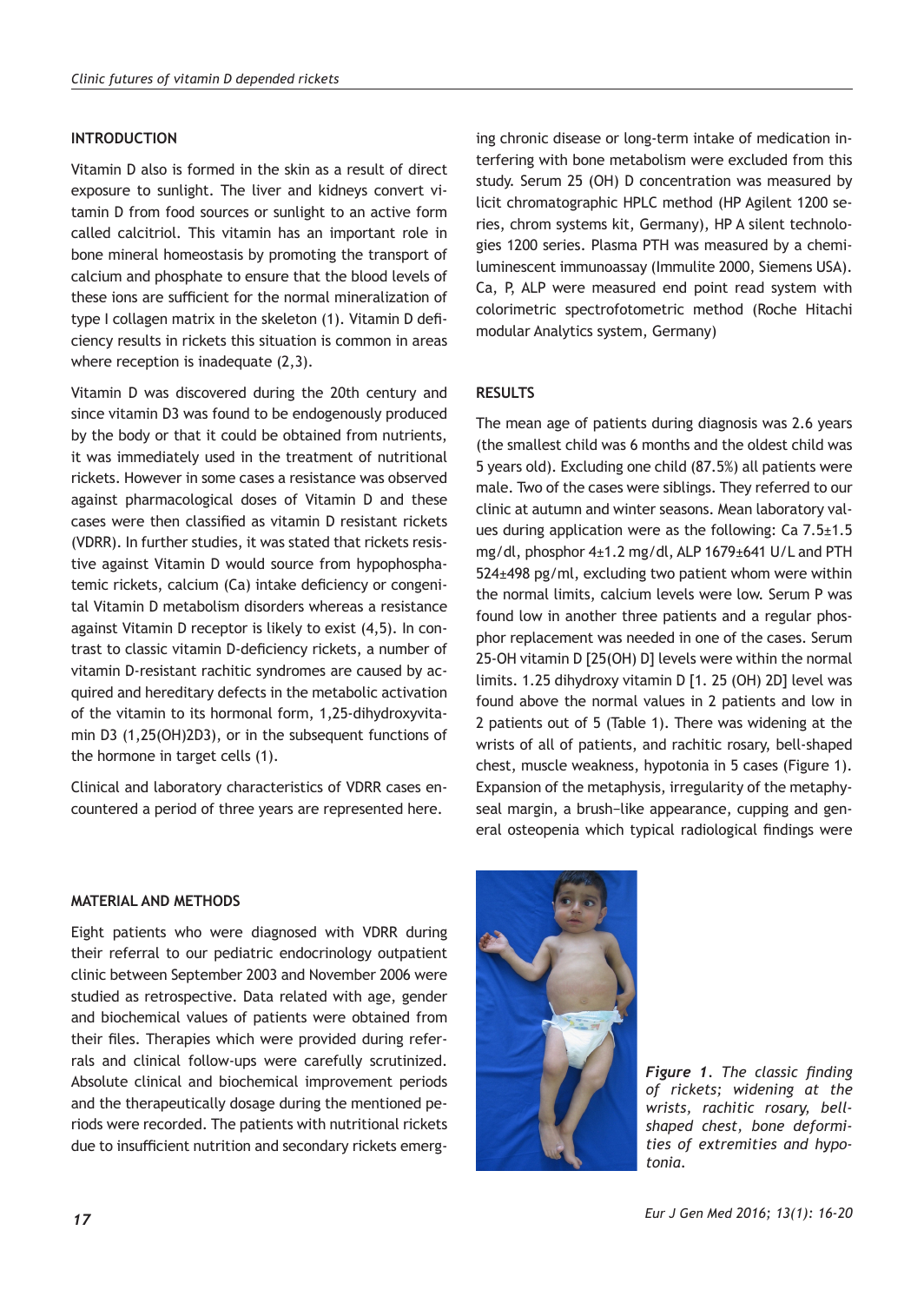## INTRODUCTION

Vitamin D also is formed in the skin as a result of direct exposure to sunlight. The liver and kidneys convert vitamin D from food sources or sunlight to an active form called calcitriol. This vitamin has an important role in bone mineral homeostasis by promoting the transport of calcium and phosphate to ensure that the blood levels of these ions are sufficient for the normal mineralization of type I collagen matrix in the skeleton (1). Vitamin D deficiency results in rickets this situation is common in areas where reception is inadequate (2,3).

Vitamin D was discovered during the 20th century and since vitamin D3 was found to be endogenously produced by the body or that it could be obtained from nutrients, it was immediately used in the treatment of nutritional rickets. However in some cases a resistance was observed against pharmacological doses of Vitamin D and these cases were then classified as vitamin D resistant rickets (VDRR). In further studies, it was stated that rickets resistive against Vitamin D would source from hypophosphatemic rickets, calcium (Ca) intake deficiency or congenital Vitamin D metabolism disorders whereas a resistance against Vitamin D receptor is likely to exist (4,5). In contrast to classic vitamin D-deficiency rickets, a number of vitamin D-resistant rachitic syndromes are caused by acquired and hereditary defects in the metabolic activation of the vitamin to its hormonal form, 1,25-dihydroxyvitamin D3 (1,25(OH)2D3), or in the subsequent functions of the hormone in target cells (1).

Clinical and laboratory characteristics of VDRR cases encountered a period of three years are represented here.

## MATERIAL AND METHODS

Eight patients who were diagnosed with VDRR during their referral to our pediatric endocrinology outpatient clinic between September 2003 and November 2006 were studied as retrospective. Data related with age, gender and biochemical values of patients were obtained from their files. Therapies which were provided during referrals and clinical follow-ups were carefully scrutinized. Absolute clinical and biochemical improvement periods and the therapeutically dosage during the mentioned periods were recorded. The patients with nutritional rickets due to insufficient nutrition and secondary rickets emerging chronic disease or long-term intake of medication interfering with bone metabolism were excluded from this study. Serum 25 (OH) D concentration was measured by licit chromatographic HPLC method (HP Agilent 1200 series, chrom systems kit, Germany), HP A silent technologies 1200 series. Plasma PTH was measured by a chemiluminescent immunoassay (Immulite 2000, Siemens USA). Ca, P, ALP were measured end point read system with colorimetric spectrofotometric method (Roche Hitachi modular Analytics system, Germany)

## RESULTS

The mean age of patients during diagnosis was 2.6 years (the smallest child was 6 months and the oldest child was 5 years old). Excluding one child (87.5%) all patients were male. Two of the cases were siblings. They referred to our clinic at autumn and winter seasons. Mean laboratory values during application were as the following: Ca 7.5±1.5 mg/dl, phosphor 4±1.2 mg/dl, ALP 1679±641 U/L and PTH 524±498 pg/ml, excluding two patient whom were within the normal limits, calcium levels were low. Serum P was found low in another three patients and a regular phosphor replacement was needed in one of the cases. Serum 25-OH vitamin D [25(OH) D] levels were within the normal limits. 1.25 dihydroxy vitamin D [1. 25 (OH) 2D] level was found above the normal values in 2 patients and low in 2 patients out of 5 (Table 1). There was widening at the wrists of all of patients, and rachitic rosary, bell-shaped chest, muscle weakness, hypotonia in 5 cases (Figure 1). Expansion of the metaphysis, irregularity of the metaphyseal margin, a brush–like appearance, cupping and general osteopenia which typical radiological findings were

*Figure 1. The classic finding of rickets; widening at the wrists, rachitic rosary, bell-shaped chest, bone deformities of extremities and hypotonia.*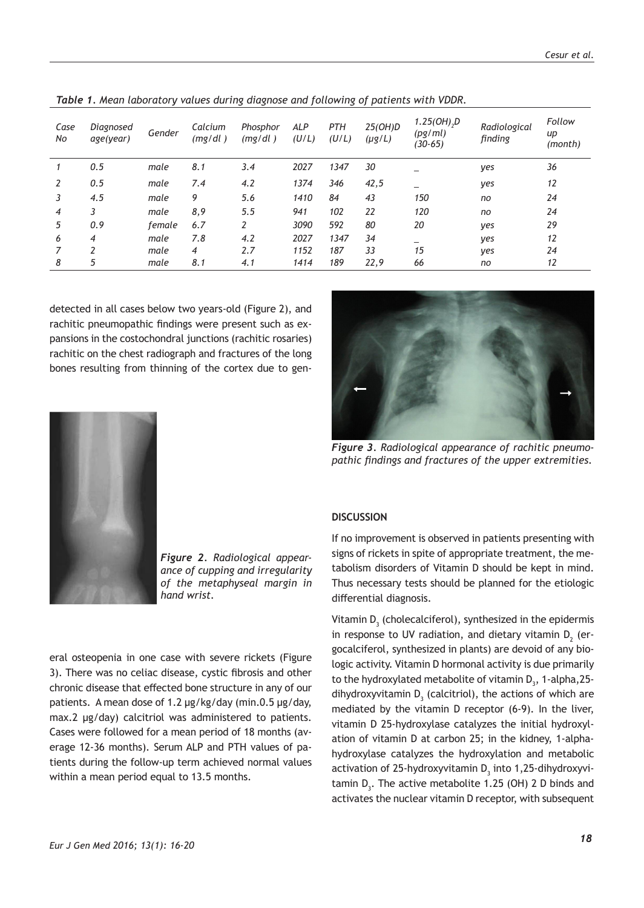*Table 1. Mean laboratory values during diagnose and following of patients with VDDR.*

| Case No | Diagnosed age(year) | Gender | Calcium (mg/dl ) | Phosphor (mg/dl ) | ALP (U/L) | PTH (U/L) | 25(OH)D (µg/L) | $1.25(OH)_2D$ (pg/ml) (30-65) | Radiological finding | Follow up (month) |
|---|---|---|---|---|---|---|---|---|---|---|
| 1 | 0.5 | male | 8.1 | 3.4 | 2027 | 1347 | 30 | _ | yes | 36 |
| 2 | 0.5 | male | 7.4 | 4.2 | 1374 | 346 | 42,5 | _ | yes | 12 |
| 3 | 4.5 | male | 9 | 5.6 | 1410 | 84 | 43 | 150 | no | 24 |
| 4 | 3 | male | 8,9 | 5.5 | 941 | 102 | 22 | 120 | no | 24 |
| 5 | 0.9 | female | 6.7 | 2 | 3090 | 592 | 80 | 20 | yes | 29 |
| 6 | 4 | male | 7.8 | 4.2 | 2027 | 1347 | 34 | _ | yes | 12 |
| 7 | 2 | male | 4 | 2.7 | 1152 | 187 | 33 | 15 | yes | 24 |
| 8 | 5 | male | 8.1 | 4.1 | 1414 | 189 | 22,9 | 66 | no | 12 |

detected in all cases below two years-old (Figure 2), and rachitic pneumopathic findings were present such as expansions in the costochondral junctions (rachitic rosaries) rachitic on the chest radiograph and fractures of the long bones resulting from thinning of the cortex due to general osteopenia in one case with severe rickets (Figure 3). There was no celiac disease, cystic fibrosis and other chronic disease that effected bone structure in any of our patients. A mean dose of 1.2 µg/kg/day (min.0.5 µg/day, max.2 µg/day) calcitriol was administered to patients. Cases were followed for a mean period of 18 months (average 12-36 months). Serum ALP and PTH values of patients during the follow-up term achieved normal values within a mean period equal to 13.5 months.

*Figure 2. Radiological appearance of cupping and irregularity of the metaphyseal margin in hand wrist.*

*Figure 3. Radiological appearance of rachitic pneumopathic findings and fractures of the upper extremities.*

## DISCUSSION

If no improvement is observed in patients presenting with signs of rickets in spite of appropriate treatment, the metabolism disorders of Vitamin D should be kept in mind. Thus necessary tests should be planned for the etiologic differential diagnosis.

Vitamin $D_3$ (cholecalciferol), synthesized in the epidermis in response to UV radiation, and dietary vitamin $D_2$ (ergocalciferol, synthesized in plants) are devoid of any biologic activity. Vitamin D hormonal activity is due primarily to the hydroxylated metabolite of vitamin $D_3$, 1-alpha,25-dihydroxyvitamin $D_3$ (calcitriol), the actions of which are mediated by the vitamin D receptor (6-9). In the liver, vitamin D 25-hydroxylase catalyzes the initial hydroxylation of vitamin D at carbon 25; in the kidney, 1-alpha-hydroxylase catalyzes the hydroxylation and metabolic activation of 25-hydroxyvitamin $D_3$ into 1,25-dihydroxyvitamin $D_3$. The active metabolite 1.25 (OH) 2 D binds and activates the nuclear vitamin D receptor, with subsequent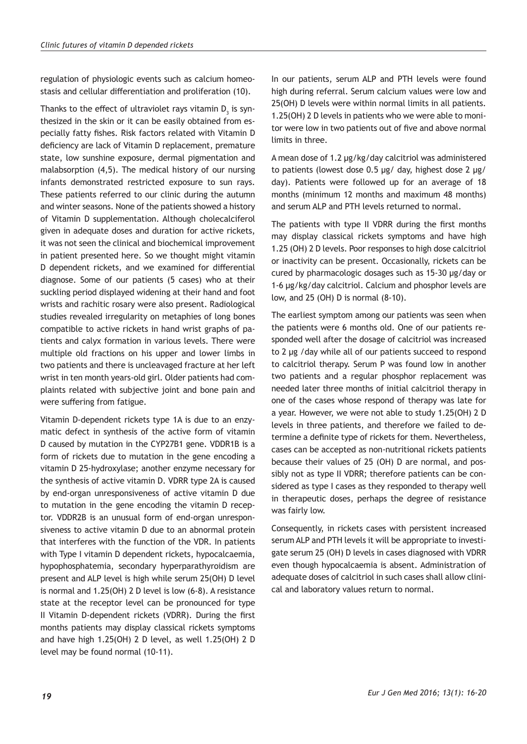regulation of physiologic events such as calcium homeostasis and cellular differentiation and proliferation (10).

Thanks to the effect of ultraviolet rays vitamin $D_3$ is synthesized in the skin or it can be easily obtained from especially fatty fishes. Risk factors related with Vitamin D deficiency are lack of Vitamin D replacement, premature state, low sunshine exposure, dermal pigmentation and malabsorption (4,5). The medical history of our nursing infants demonstrated restricted exposure to sun rays. These patients referred to our clinic during the autumn and winter seasons. None of the patients showed a history of Vitamin D supplementation. Although cholecalciferol given in adequate doses and duration for active rickets, it was not seen the clinical and biochemical improvement in patient presented here. So we thought might vitamin D dependent rickets, and we examined for differential diagnose. Some of our patients (5 cases) who at their suckling period displayed widening at their hand and foot wrists and rachitic rosary were also present. Radiological studies revealed irregularity on metaphies of long bones compatible to active rickets in hand wrist graphs of patients and calyx formation in various levels. There were multiple old fractions on his upper and lower limbs in two patients and there is uncleavaged fracture at her left wrist in ten month years-old girl. Older patients had complaints related with subjective joint and bone pain and were suffering from fatigue.

Vitamin D-dependent rickets type 1A is due to an enzymatic defect in synthesis of the active form of vitamin D caused by mutation in the CYP27B1 gene. VDDR1B is a form of rickets due to mutation in the gene encoding a vitamin D 25-hydroxylase; another enzyme necessary for the synthesis of active vitamin D. VDRR type 2A is caused by end-organ unresponsiveness of active vitamin D due to mutation in the gene encoding the vitamin D receptor. VDDR2B is an unusual form of end-organ unresponsiveness to active vitamin D due to an abnormal protein that interferes with the function of the VDR. In patients with Type I vitamin D dependent rickets, hypocalcaemia, hypophosphatemia, secondary hyperparathyroidism are present and ALP level is high while serum 25(OH) D level is normal and 1.25(OH) 2 D level is low (6-8). A resistance state at the receptor level can be pronounced for type II Vitamin D-dependent rickets (VDRR). During the first months patients may display classical rickets symptoms and have high 1.25(OH) 2 D level, as well 1.25(OH) 2 D level may be found normal (10-11).

In our patients, serum ALP and PTH levels were found high during referral. Serum calcium values were low and 25(OH) D levels were within normal limits in all patients. 1.25(OH) 2 D levels in patients who we were able to monitor were low in two patients out of five and above normal limits in three.

A mean dose of 1.2 µg/kg/day calcitriol was administered to patients (lowest dose 0.5 µg/ day, highest dose 2 µg/ day). Patients were followed up for an average of 18 months (minimum 12 months and maximum 48 months) and serum ALP and PTH levels returned to normal.

The patients with type II VDRR during the first months may display classical rickets symptoms and have high 1.25 (OH) 2 D levels. Poor responses to high dose calcitriol or inactivity can be present. Occasionally, rickets can be cured by pharmacologic dosages such as 15-30 µg/day or 1-6 µg/kg/day calcitriol. Calcium and phosphor levels are low, and 25 (OH) D is normal (8-10).

The earliest symptom among our patients was seen when the patients were 6 months old. One of our patients responded well after the dosage of calcitriol was increased to 2 µg /day while all of our patients succeed to respond to calcitriol therapy. Serum P was found low in another two patients and a regular phosphor replacement was needed later three months of initial calcitriol therapy in one of the cases whose respond of therapy was late for a year. However, we were not able to study 1.25(OH) 2 D levels in three patients, and therefore we failed to determine a definite type of rickets for them. Nevertheless, cases can be accepted as non-nutritional rickets patients because their values of 25 (OH) D are normal, and possibly not as type II VDRR; therefore patients can be considered as type I cases as they responded to therapy well in therapeutic doses, perhaps the degree of resistance was fairly low.

Consequently, in rickets cases with persistent increased serum ALP and PTH levels it will be appropriate to investigate serum 25 (OH) D levels in cases diagnosed with VDRR even though hypocalcaemia is absent. Administration of adequate doses of calcitriol in such cases shall allow clinical and laboratory values return to normal.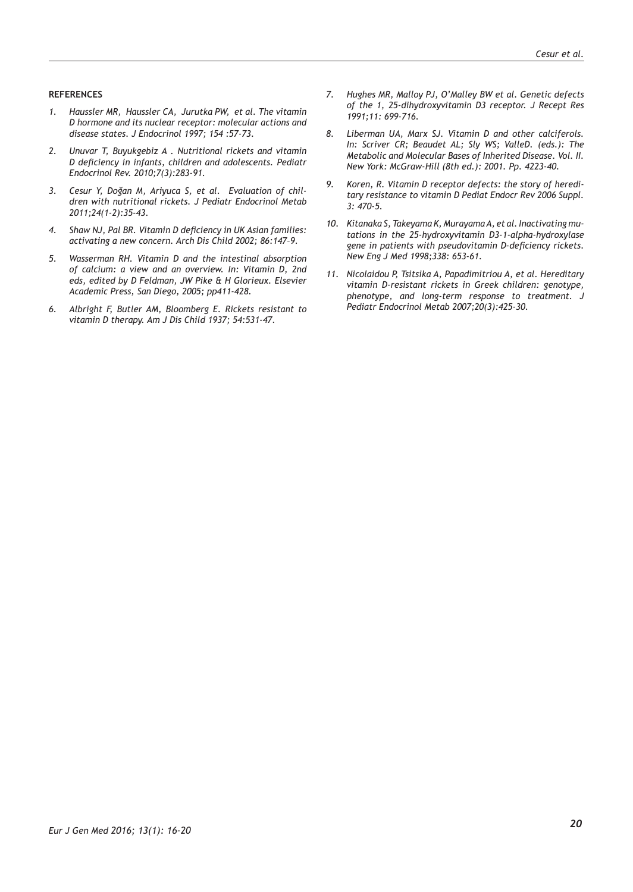**REFERENCES**

1. *Haussler MR, Haussler CA, Jurutka PW, et al. The vitamin D hormone and its nuclear receptor: molecular actions and disease states. J Endocrinol 1997; 154 :57-73.*
2. *Unuvar T, Buyukgebiz A . Nutritional rickets and vitamin D deficiency in infants, children and adolescents. Pediatr Endocrinol Rev. 2010;7(3):283-91.*
3. *Cesur Y, Doğan M, Ariyuca S, et al. Evaluation of children with nutritional rickets. J Pediatr Endocrinol Metab 2011;24(1-2):35-43.*
4. *Shaw NJ, Pal BR. Vitamin D deficiency in UK Asian families: activating a new concern. Arch Dis Child 2002; 86:147–9.*
5. *Wasserman RH. Vitamin D and the intestinal absorption of calcium: a view and an overview. In: Vitamin D, 2nd eds, edited by D Feldman, JW Pike & H Glorieux. Elsevier Academic Press, San Diego, 2005; pp411-428.*
6. *Albright F, Butler AM, Bloomberg E. Rickets resistant to vitamin D therapy. Am J Dis Child 1937; 54:531-47.*
7. *Hughes MR, Malloy PJ, O'Malley BW et al. Genetic defects of the 1, 25-dihydroxyvitamin D3 receptor. J Recept Res 1991;11: 699-716.*
8. *Liberman UA, Marx SJ. Vitamin D and other calciferols. In: Scriver CR; Beaudet AL; Sly WS; ValleD. (eds.): The Metabolic and Molecular Bases of Inherited Disease. Vol. II. New York: McGraw-Hill (8th ed.): 2001. Pp. 4223-40.*
9. *Koren, R. Vitamin D receptor defects: the story of hereditary resistance to vitamin D Pediat Endocr Rev 2006 Suppl. 3: 470-5.*
10. *Kitanaka S, Takeyama K, Murayama A, et al. Inactivating mutations in the 25-hydroxyvitamin D3-1-alpha-hydroxylase gene in patients with pseudovitamin D-deficiency rickets. New Eng J Med 1998;338: 653-61.*
11. *Nicolaidou P, Tsitsika A, Papadimitriou A, et al. Hereditary vitamin D-resistant rickets in Greek children: genotype, phenotype, and long-term response to treatment. J Pediatr Endocrinol Metab 2007;20(3):425-30.*